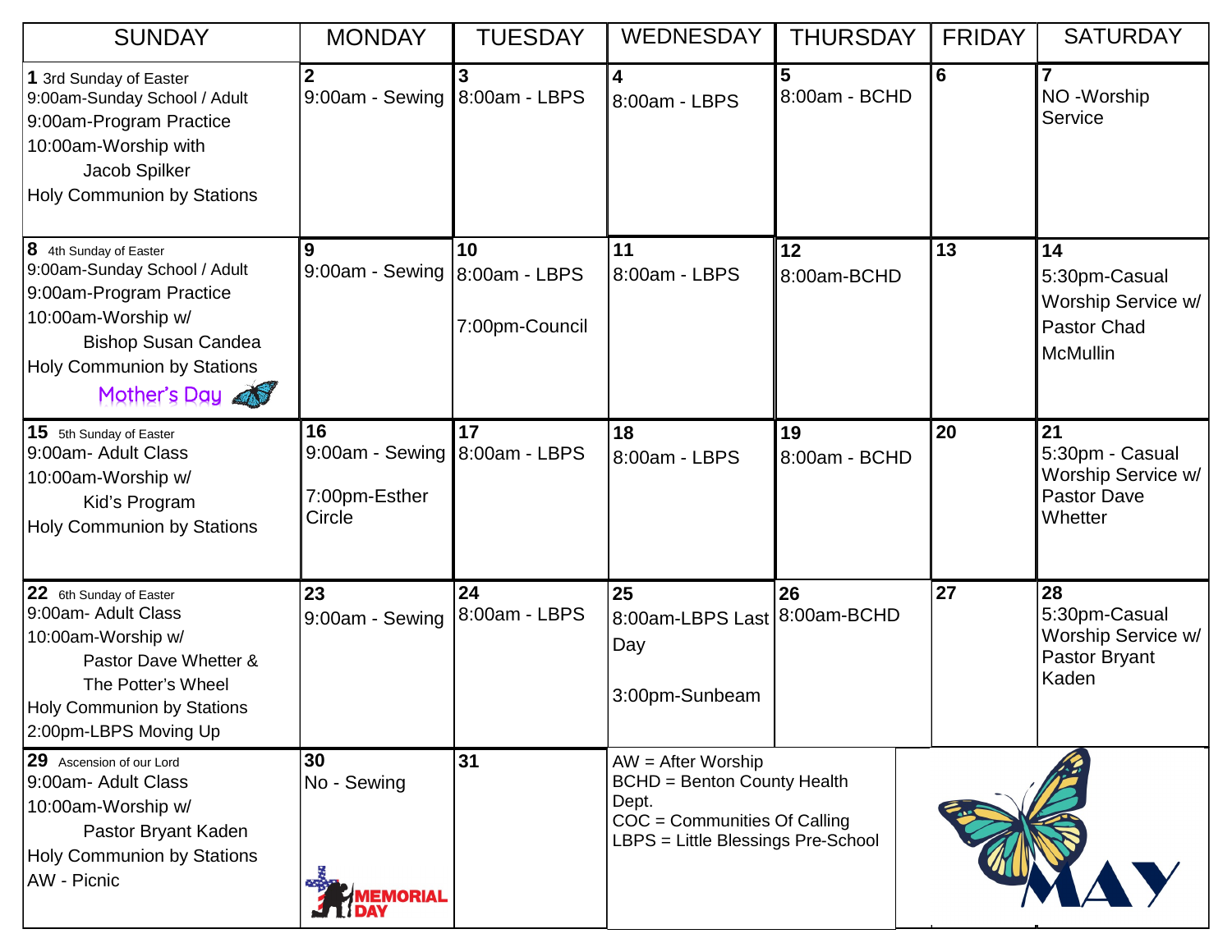| SUNDAY | MONDAY | TUESDAY | WEDNESDAY | THURSDAY | FRIDAY | SATURDAY |
|---|---|---|---|---|---|---|
| **1** 3rd Sunday of Easter<br>9:00am-Sunday School / Adult<br>9:00am-Program Practice<br>10:00am-Worship with Jacob Spilker<br>Holy Communion by Stations | **2**<br>9:00am - Sewing | **3**<br>8:00am - LBPS | **4**<br>8:00am - LBPS | **5**<br>8:00am - BCHD | **6** | **7**<br>NO -Worship Service |
| **8** 4th Sunday of Easter<br>9:00am-Sunday School / Adult<br>9:00am-Program Practice<br>10:00am-Worship w/ Bishop Susan Candea<br>Holy Communion by Stations<br>Mother's Day | **9**<br>9:00am - Sewing | **10**<br>8:00am - LBPS<br>7:00pm-Council | **11**<br>8:00am - LBPS | **12**<br>8:00am-BCHD | **13** | **14**<br>5:30pm-Casual Worship Service w/ Pastor Chad McMullin |
| **15** 5th Sunday of Easter<br>9:00am- Adult Class<br>10:00am-Worship w/ Kid's Program<br>Holy Communion by Stations | **16**<br>9:00am - Sewing<br>7:00pm-Esther Circle | **17**<br>8:00am - LBPS | **18**<br>8:00am - LBPS | **19**<br>8:00am - BCHD | **20** | **21**<br>5:30pm - Casual Worship Service w/ Pastor Dave Whetter |
| **22** 6th Sunday of Easter<br>9:00am- Adult Class<br>10:00am-Worship w/ Pastor Dave Whetter & The Potter's Wheel<br>Holy Communion by Stations<br>2:00pm-LBPS Moving Up | **23**<br>9:00am - Sewing | **24**<br>8:00am - LBPS | **25**<br>8:00am-LBPS Last Day<br>3:00pm-Sunbeam | **26**<br>8:00am-BCHD | **27** | **28**<br>5:30pm-Casual Worship Service w/ Pastor Bryant Kaden |
| **29** Ascension of our Lord<br>9:00am- Adult Class<br>10:00am-Worship w/ Pastor Bryant Kaden<br>Holy Communion by Stations<br>AW - Picnic | **30**<br>No - Sewing<br>MEMORIAL DAY | **31** | AW = After Worship<br>BCHD = Benton County Health Dept.<br>COC = Communities Of Calling<br>LBPS = Little Blessings Pre-School | | | MAY |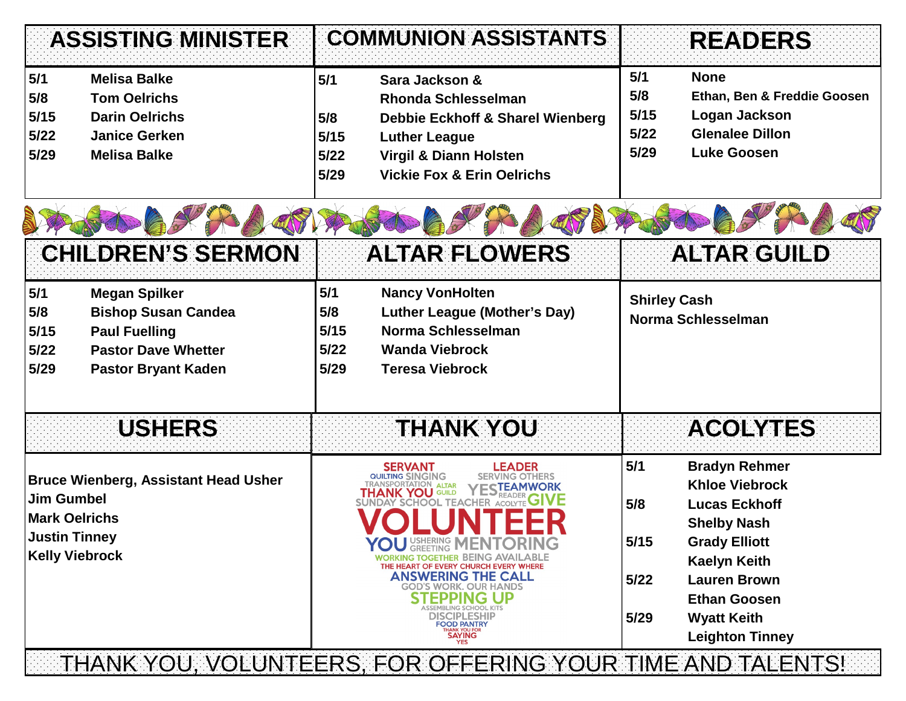## ASSISTING MINISTER

| | |
|---|---|
| 5/1 | Melisa Balke |
| 5/8 | Tom Oelrichs |
| 5/15 | Darin Oelrichs |
| 5/22 | Janice Gerken |
| 5/29 | Melisa Balke |

## COMMUNION ASSISTANTS

| | |
|---|---|
| 5/1 | Sara Jackson & Rhonda Schlesselman |
| 5/8 | Debbie Eckhoff & Sharel Wienberg |
| 5/15 | Luther League |
| 5/22 | Virgil & Diann Holsten |
| 5/29 | Vickie Fox & Erin Oelrichs |

## READERS

| | |
|---|---|
| 5/1 | None |
| 5/8 | Ethan, Ben & Freddie Goosen |
| 5/15 | Logan Jackson |
| 5/22 | Glenalee Dillon |
| 5/29 | Luke Goosen |

## CHILDREN'S SERMON

| | |
|---|---|
| 5/1 | Megan Spilker |
| 5/8 | Bishop Susan Candea |
| 5/15 | Paul Fuelling |
| 5/22 | Pastor Dave Whetter |
| 5/29 | Pastor Bryant Kaden |

## ALTAR FLOWERS

| | |
|---|---|
| 5/1 | Nancy VonHolten |
| 5/8 | Luther League (Mother's Day) |
| 5/15 | Norma Schlesselman |
| 5/22 | Wanda Viebrock |
| 5/29 | Teresa Viebrock |

## ALTAR GUILD

Shirley Cash
Norma Schlesselman

## USHERS

Bruce Wienberg, Assistant Head Usher
Jim Gumbel
Mark Oelrichs
Justin Tinney
Kelly Viebrock

## THANK YOU

SERVANT
LEADER
QUILTING SINGING
SERVING OTHERS
TRANSPORTATION ALTAR GUILD
YES TEAMWORK
THANK YOU
READER
SUNDAY SCHOOL TEACHER ACOLYTE GIVE
VOLUNTEER
YOU USHERING GREETING MENTORING
WORKING TOGETHER BEING AVAILABLE
THE HEART OF EVERY CHURCH EVERY WHERE
ANSWERING THE CALL
GOD'S WORK. OUR HANDS
STEPPING UP
ASSEMBLING SCHOOL KITS
DISCIPLESHIP
FOOD PANTRY
THANK YOU FOR
SAYING
YES

## ACOLYTES

| | |
|---|---|
| 5/1 | Bradyn Rehmer, Khloe Viebrock |
| 5/8 | Lucas Eckhoff, Shelby Nash |
| 5/15 | Grady Elliott, Kaelyn Keith |
| 5/22 | Lauren Brown, Ethan Goosen |
| 5/29 | Wyatt Keith, Leighton Tinney |

THANK YOU, VOLUNTEERS, FOR OFFERING YOUR TIME AND TALENTS!